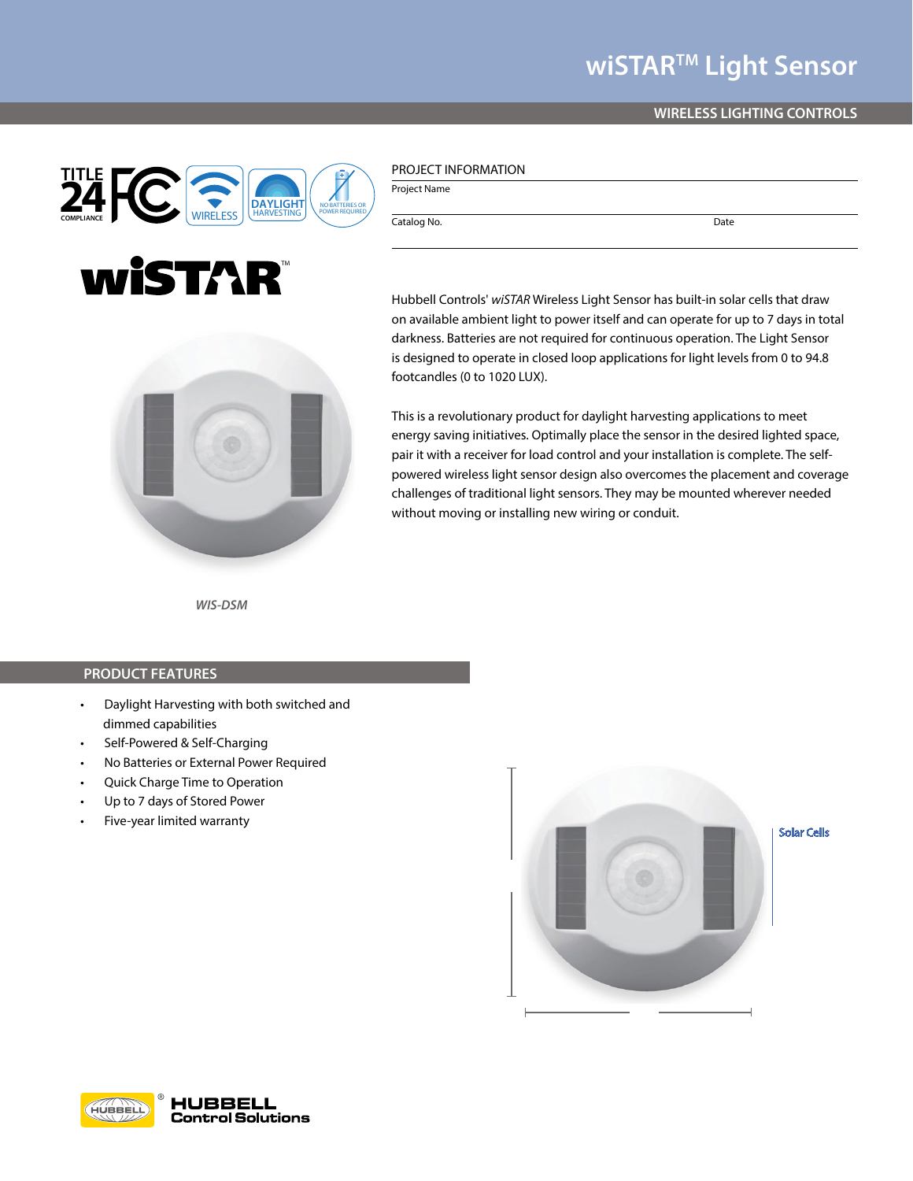# wiSTAR™ Light Sensor

WIRELESS LIGHTING CONTROLS

TITLE 24 COMPLIANCE | WIRELESS | DAYLIGHT HARVESTING | NO BATTERIES OR POWER REQUIRED

## wiSTAR™

WIS-DSM

PROJECT INFORMATION

Project Name

Catalog No. Date

Hubbell Controls' *wiSTAR* Wireless Light Sensor has built-in solar cells that draw on available ambient light to power itself and can operate for up to 7 days in total darkness. Batteries are not required for continuous operation. The Light Sensor is designed to operate in closed loop applications for light levels from 0 to 94.8 footcandles (0 to 1020 LUX).

This is a revolutionary product for daylight harvesting applications to meet energy saving initiatives. Optimally place the sensor in the desired lighted space, pair it with a receiver for load control and your installation is complete. The self-powered wireless light sensor design also overcomes the placement and coverage challenges of traditional light sensors. They may be mounted wherever needed without moving or installing new wiring or conduit.

## PRODUCT FEATURES

- Daylight Harvesting with both switched and dimmed capabilities
- Self-Powered & Self-Charging
- No Batteries or External Power Required
- Quick Charge Time to Operation
- Up to 7 days of Stored Power
- Five-year limited warranty

Solar Cells

HUBBELL Control Solutions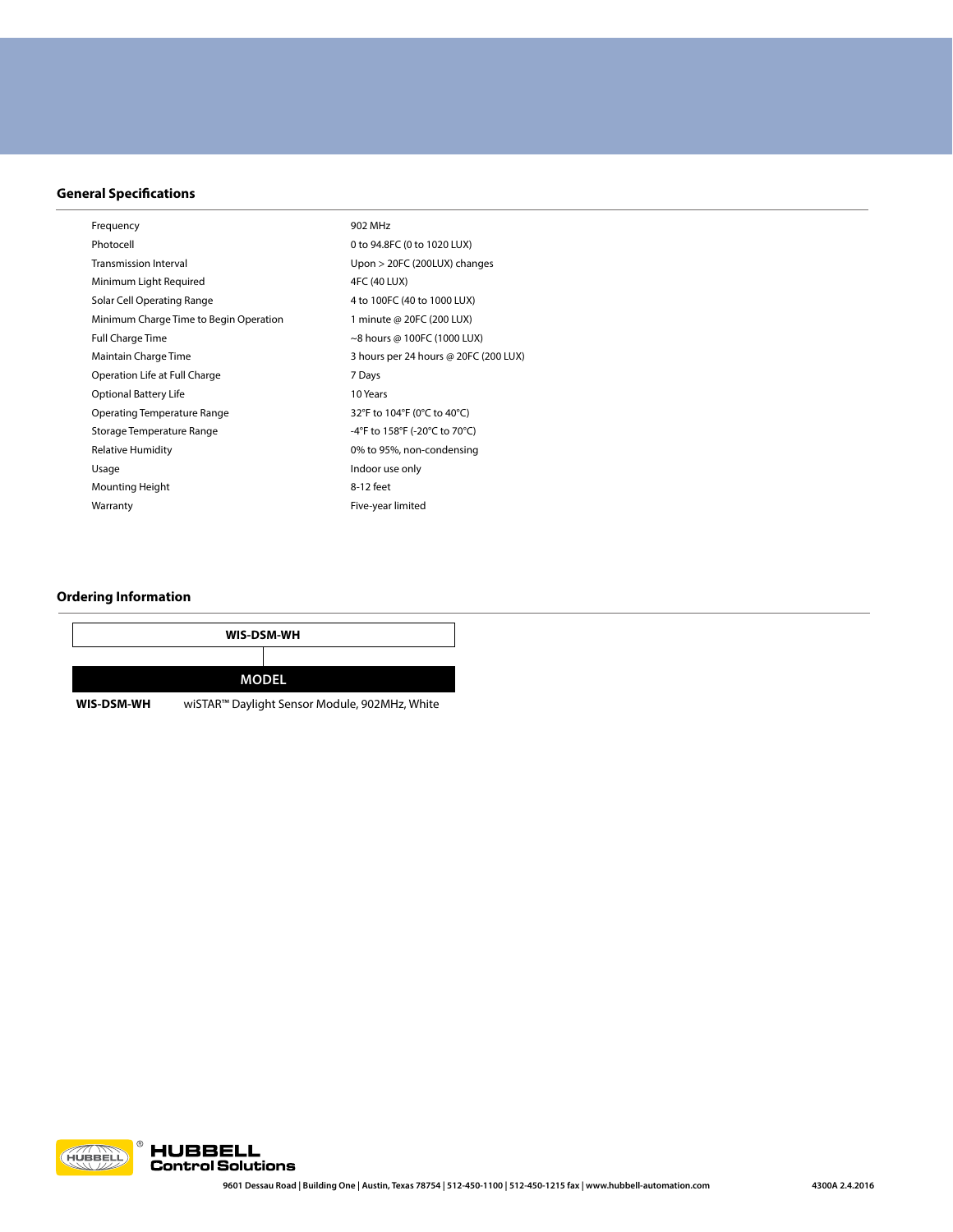## General Specifications

| | |
|---|---|
| Frequency | 902 MHz |
| Photocell | 0 to 94.8FC (0 to 1020 LUX) |
| Transmission Interval | Upon > 20FC (200LUX) changes |
| Minimum Light Required | 4FC (40 LUX) |
| Solar Cell Operating Range | 4 to 100FC (40 to 1000 LUX) |
| Minimum Charge Time to Begin Operation | 1 minute @ 20FC (200 LUX) |
| Full Charge Time | ~8 hours @ 100FC (1000 LUX) |
| Maintain Charge Time | 3 hours per 24 hours @ 20FC (200 LUX) |
| Operation Life at Full Charge | 7 Days |
| Optional Battery Life | 10 Years |
| Operating Temperature Range | 32°F to 104°F (0°C to 40°C) |
| Storage Temperature Range | -4°F to 158°F (-20°C to 70°C) |
| Relative Humidity | 0% to 95%, non-condensing |
| Usage | Indoor use only |
| Mounting Height | 8-12 feet |
| Warranty | Five-year limited |

## Ordering Information

**WIS-DSM-WH**

| MODEL | |
|---|---|
| **WIS-DSM-WH** | wiSTAR™ Daylight Sensor Module, 902MHz, White |

HUBBELL Control Solutions

9601 Dessau Road | Building One | Austin, Texas 78754 | 512-450-1100 | 512-450-1215 fax | www.hubbell-automation.com

4300A 2.4.2016